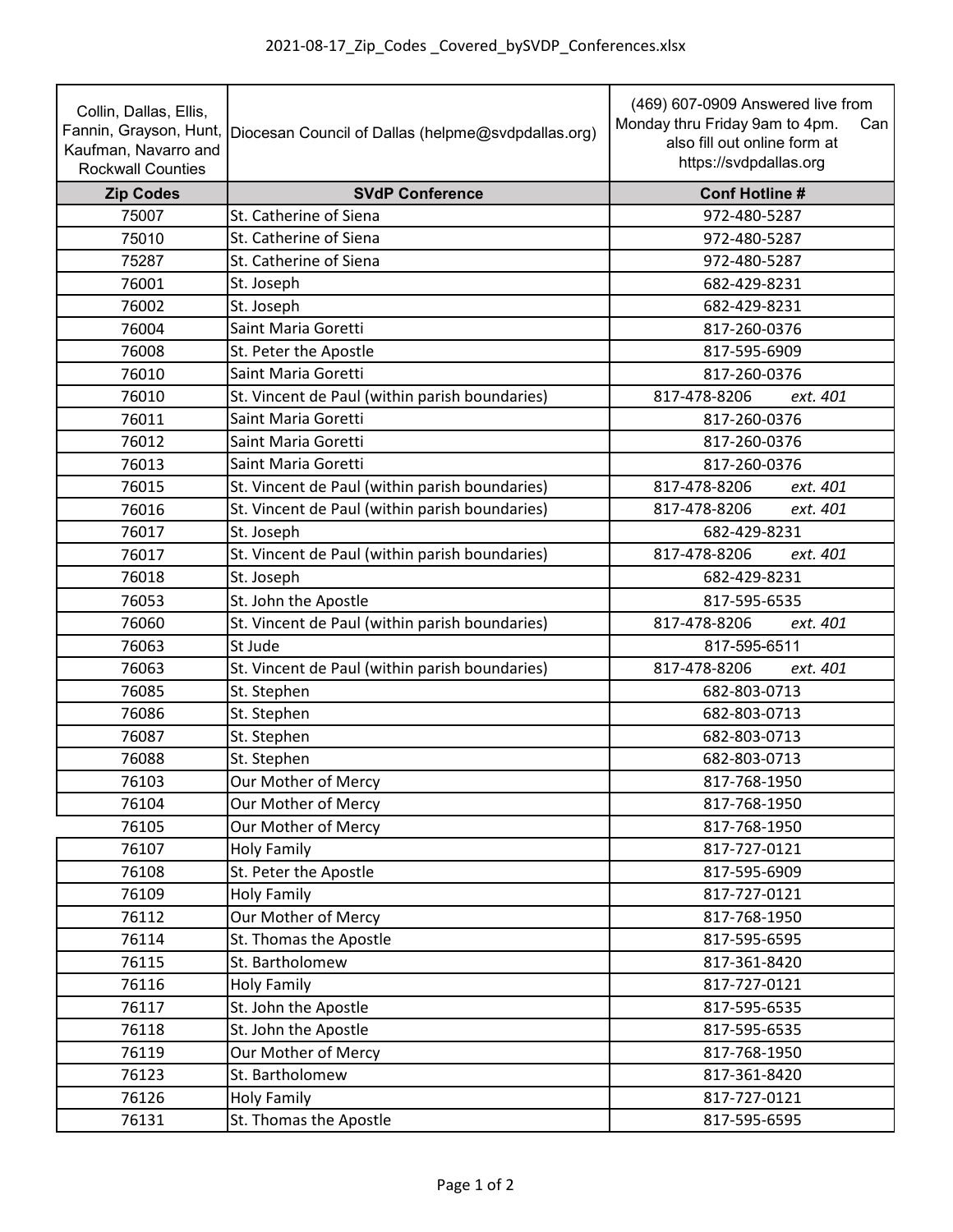# 2021-08-17_Zip_Codes _Covered_bySVDP_Conferences.xlsx

| Collin, Dallas, Ellis, Fannin, Grayson, Hunt, Kaufman, Navarro and Rockwall Counties | Diocesan Council of Dallas (helpme@svdpdallas.org) | (469) 607-0909 Answered live from Monday thru Friday 9am to 4pm. Can also fill out online form at https://svdpdallas.org |
|---|---|---|
| **Zip Codes** | **SVdP Conference** | **Conf Hotline #** |
| 75007 | St. Catherine of Siena | 972-480-5287 |
| 75010 | St. Catherine of Siena | 972-480-5287 |
| 75287 | St. Catherine of Siena | 972-480-5287 |
| 76001 | St. Joseph | 682-429-8231 |
| 76002 | St. Joseph | 682-429-8231 |
| 76004 | Saint Maria Goretti | 817-260-0376 |
| 76008 | St. Peter the Apostle | 817-595-6909 |
| 76010 | Saint Maria Goretti | 817-260-0376 |
| 76010 | St. Vincent de Paul (within parish boundaries) | 817-478-8206 *ext. 401* |
| 76011 | Saint Maria Goretti | 817-260-0376 |
| 76012 | Saint Maria Goretti | 817-260-0376 |
| 76013 | Saint Maria Goretti | 817-260-0376 |
| 76015 | St. Vincent de Paul (within parish boundaries) | 817-478-8206 *ext. 401* |
| 76016 | St. Vincent de Paul (within parish boundaries) | 817-478-8206 *ext. 401* |
| 76017 | St. Joseph | 682-429-8231 |
| 76017 | St. Vincent de Paul (within parish boundaries) | 817-478-8206 *ext. 401* |
| 76018 | St. Joseph | 682-429-8231 |
| 76053 | St. John the Apostle | 817-595-6535 |
| 76060 | St. Vincent de Paul (within parish boundaries) | 817-478-8206 *ext. 401* |
| 76063 | St Jude | 817-595-6511 |
| 76063 | St. Vincent de Paul (within parish boundaries) | 817-478-8206 *ext. 401* |
| 76085 | St. Stephen | 682-803-0713 |
| 76086 | St. Stephen | 682-803-0713 |
| 76087 | St. Stephen | 682-803-0713 |
| 76088 | St. Stephen | 682-803-0713 |
| 76103 | Our Mother of Mercy | 817-768-1950 |
| 76104 | Our Mother of Mercy | 817-768-1950 |
| 76105 | Our Mother of Mercy | 817-768-1950 |
| 76107 | Holy Family | 817-727-0121 |
| 76108 | St. Peter the Apostle | 817-595-6909 |
| 76109 | Holy Family | 817-727-0121 |
| 76112 | Our Mother of Mercy | 817-768-1950 |
| 76114 | St. Thomas the Apostle | 817-595-6595 |
| 76115 | St. Bartholomew | 817-361-8420 |
| 76116 | Holy Family | 817-727-0121 |
| 76117 | St. John the Apostle | 817-595-6535 |
| 76118 | St. John the Apostle | 817-595-6535 |
| 76119 | Our Mother of Mercy | 817-768-1950 |
| 76123 | St. Bartholomew | 817-361-8420 |
| 76126 | Holy Family | 817-727-0121 |
| 76131 | St. Thomas the Apostle | 817-595-6595 |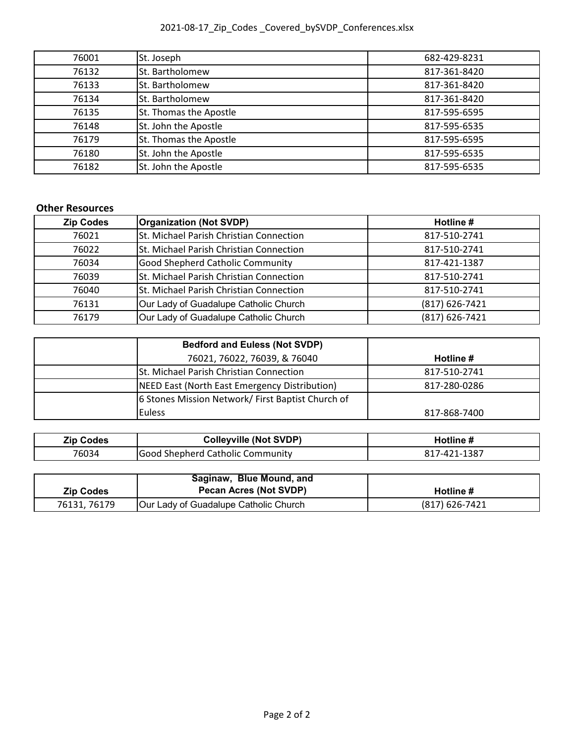| | | |
|---|---|---|
| 76001 | St. Joseph | 682-429-8231 |
| 76132 | St. Bartholomew | 817-361-8420 |
| 76133 | St. Bartholomew | 817-361-8420 |
| 76134 | St. Bartholomew | 817-361-8420 |
| 76135 | St. Thomas the Apostle | 817-595-6595 |
| 76148 | St. John the Apostle | 817-595-6535 |
| 76179 | St. Thomas the Apostle | 817-595-6595 |
| 76180 | St. John the Apostle | 817-595-6535 |
| 76182 | St. John the Apostle | 817-595-6535 |

**Other Resources**

| Zip Codes | Organization (Not SVDP) | Hotline # |
|---|---|---|
| 76021 | St. Michael Parish Christian Connection | 817-510-2741 |
| 76022 | St. Michael Parish Christian Connection | 817-510-2741 |
| 76034 | Good Shepherd Catholic Community | 817-421-1387 |
| 76039 | St. Michael Parish Christian Connection | 817-510-2741 |
| 76040 | St. Michael Parish Christian Connection | 817-510-2741 |
| 76131 | Our Lady of Guadalupe Catholic Church | (817) 626-7421 |
| 76179 | Our Lady of Guadalupe Catholic Church | (817) 626-7421 |

| | Bedford and Euless (Not SVDP) 76021, 76022, 76039, & 76040 | Hotline # |
|---|---|---|
| | St. Michael Parish Christian Connection | 817-510-2741 |
| | NEED East (North East Emergency Distribution) | 817-280-0286 |
| | 6 Stones Mission Network/ First Baptist Church of Euless | 817-868-7400 |

| Zip Codes | Colleyville (Not SVDP) | Hotline # |
|---|---|---|
| 76034 | Good Shepherd Catholic Community | 817-421-1387 |

| Zip Codes | Saginaw, Blue Mound, and Pecan Acres (Not SVDP) | Hotline # |
|---|---|---|
| 76131, 76179 | Our Lady of Guadalupe Catholic Church | (817) 626-7421 |